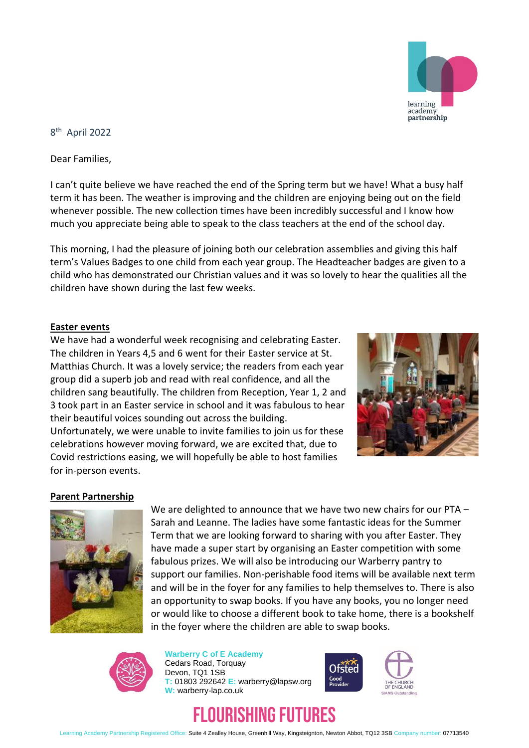8th April 2022

Dear Families,

I can't quite believe we have reached the end of the Spring term but we have! What a busy half term it has been. The weather is improving and the children are enjoying being out on the field whenever possible. The new collection times have been incredibly successful and I know how much you appreciate being able to speak to the class teachers at the end of the school day.

This morning, I had the pleasure of joining both our celebration assemblies and giving this half term's Values Badges to one child from each year group. The Headteacher badges are given to a child who has demonstrated our Christian values and it was so lovely to hear the qualities all the children have shown during the last few weeks.

## Easter events

We have had a wonderful week recognising and celebrating Easter. The children in Years 4,5 and 6 went for their Easter service at St. Matthias Church. It was a lovely service; the readers from each year group did a superb job and read with real confidence, and all the children sang beautifully. The children from Reception, Year 1, 2 and 3 took part in an Easter service in school and it was fabulous to hear their beautiful voices sounding out across the building. Unfortunately, we were unable to invite families to join us for these celebrations however moving forward, we are excited that, due to Covid restrictions easing, we will hopefully be able to host families for in-person events.

## Parent Partnership

We are delighted to announce that we have two new chairs for our PTA – Sarah and Leanne. The ladies have some fantastic ideas for the Summer Term that we are looking forward to sharing with you after Easter. They have made a super start by organising an Easter competition with some fabulous prizes. We will also be introducing our Warberry pantry to support our families. Non-perishable food items will be available next term and will be in the foyer for any families to help themselves to. There is also an opportunity to swap books. If you have any books, you no longer need or would like to choose a different book to take home, there is a bookshelf in the foyer where the children are able to swap books.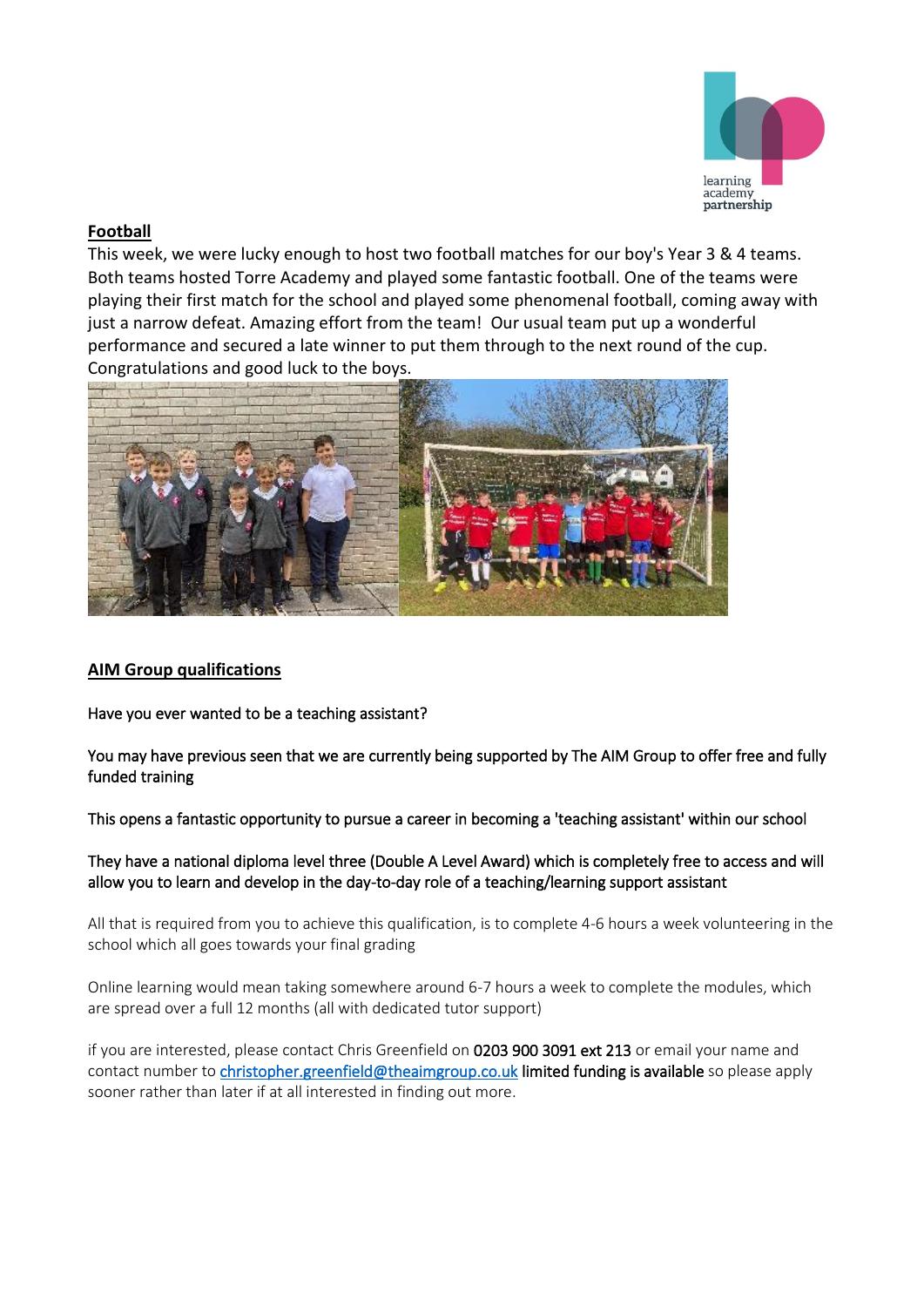## Football

This week, we were lucky enough to host two football matches for our boy's Year 3 & 4 teams. Both teams hosted Torre Academy and played some fantastic football. One of the teams were playing their first match for the school and played some phenomenal football, coming away with just a narrow defeat. Amazing effort from the team! Our usual team put up a wonderful performance and secured a late winner to put them through to the next round of the cup. Congratulations and good luck to the boys.

## AIM Group qualifications

Have you ever wanted to be a teaching assistant?

You may have previous seen that we are currently being supported by The AIM Group to offer free and fully funded training

This opens a fantastic opportunity to pursue a career in becoming a 'teaching assistant' within our school

They have a national diploma level three (Double A Level Award) which is completely free to access and will allow you to learn and develop in the day-to-day role of a teaching/learning support assistant

All that is required from you to achieve this qualification, is to complete 4-6 hours a week volunteering in the school which all goes towards your final grading

Online learning would mean taking somewhere around 6-7 hours a week to complete the modules, which are spread over a full 12 months (all with dedicated tutor support)

if you are interested, please contact Chris Greenfield on 0203 900 3091 ext 213 or email your name and contact number to christopher.greenfield@theaimgroup.co.uk limited funding is available so please apply sooner rather than later if at all interested in finding out more.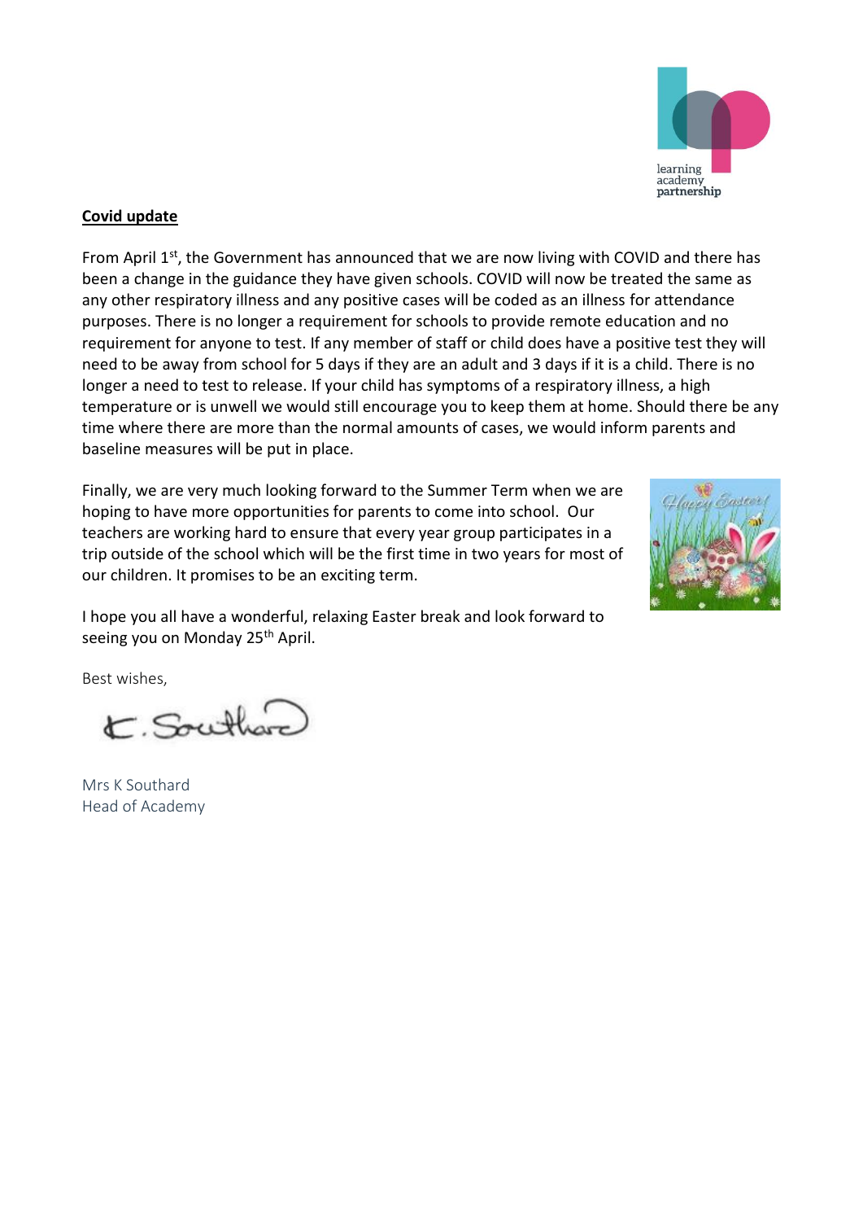**Covid update**

From April 1st, the Government has announced that we are now living with COVID and there has been a change in the guidance they have given schools. COVID will now be treated the same as any other respiratory illness and any positive cases will be coded as an illness for attendance purposes. There is no longer a requirement for schools to provide remote education and no requirement for anyone to test. If any member of staff or child does have a positive test they will need to be away from school for 5 days if they are an adult and 3 days if it is a child. There is no longer a need to test to release. If your child has symptoms of a respiratory illness, a high temperature or is unwell we would still encourage you to keep them at home. Should there be any time where there are more than the normal amounts of cases, we would inform parents and baseline measures will be put in place.

Finally, we are very much looking forward to the Summer Term when we are hoping to have more opportunities for parents to come into school. Our teachers are working hard to ensure that every year group participates in a trip outside of the school which will be the first time in two years for most of our children. It promises to be an exciting term.

I hope you all have a wonderful, relaxing Easter break and look forward to seeing you on Monday 25th April.

Best wishes,

Mrs K Southard
Head of Academy